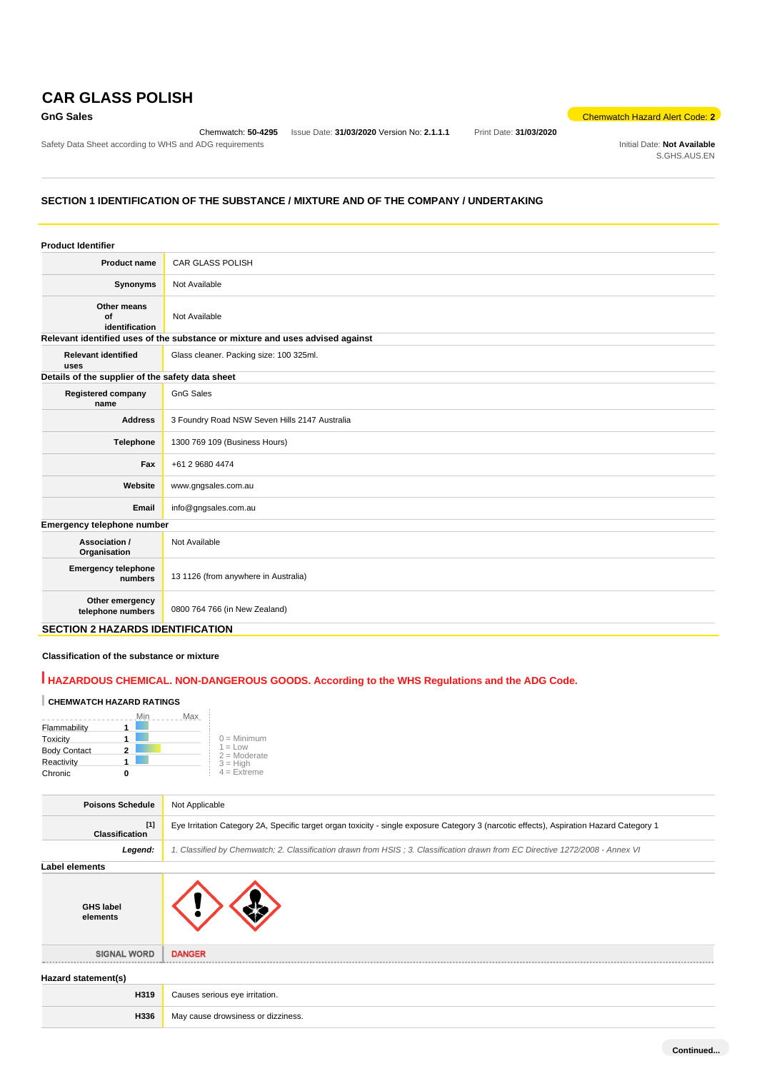# CAR GLASS POLISH

**GnG Sales**

Chemwatch Hazard Alert Code: **2**

Chemwatch: **50-4295** Issue Date: **31/03/2020** Version No: **2.1.1.1** Print Date: **31/03/2020**

Safety Data Sheet according to WHS and ADG requirements

Initial Date: **Not Available**
S.GHS.AUS.EN

## SECTION 1 IDENTIFICATION OF THE SUBSTANCE / MIXTURE AND OF THE COMPANY / UNDERTAKING

### Product Identifier

| | |
|---|---|
| **Product name** | CAR GLASS POLISH |
| **Synonyms** | Not Available |
| **Other means of identification** | Not Available |

### Relevant identified uses of the substance or mixture and uses advised against

| | |
|---|---|
| **Relevant identified uses** | Glass cleaner. Packing size: 100 325ml. |

### Details of the supplier of the safety data sheet

| | |
|---|---|
| **Registered company name** | GnG Sales |
| **Address** | 3 Foundry Road NSW Seven Hills 2147 Australia |
| **Telephone** | 1300 769 109 (Business Hours) |
| **Fax** | +61 2 9680 4474 |
| **Website** | www.gngsales.com.au |
| **Email** | info@gngsales.com.au |

### Emergency telephone number

| | |
|---|---|
| **Association / Organisation** | Not Available |
| **Emergency telephone numbers** | 13 1126 (from anywhere in Australia) |
| **Other emergency telephone numbers** | 0800 764 766 (in New Zealand) |

## SECTION 2 HAZARDS IDENTIFICATION

### Classification of the substance or mixture

**HAZARDOUS CHEMICAL. NON-DANGEROUS GOODS. According to the WHS Regulations and the ADG Code.**

**CHEMWATCH HAZARD RATINGS**

| | Rating (Min–Max) |
|---|---|
| Flammability | 1 |
| Toxicity | 1 |
| Body Contact | 2 |
| Reactivity | 1 |
| Chronic | 0 |

0 = Minimum
1 = Low
2 = Moderate
3 = High
4 = Extreme

| | |
|---|---|
| **Poisons Schedule** | Not Applicable |
| **Classification** [1] | Eye Irritation Category 2A, Specific target organ toxicity - single exposure Category 3 (narcotic effects), Aspiration Hazard Category 1 |
| ***Legend:*** | *1. Classified by Chemwatch; 2. Classification drawn from HSIS ; 3. Classification drawn from EC Directive 1272/2008 - Annex VI* |

### Label elements

| | |
|---|---|
| **GHS label elements** | |
| **SIGNAL WORD** | **DANGER** |

### Hazard statement(s)

| | |
|---|---|
| **H319** | Causes serious eye irritation. |
| **H336** | May cause drowsiness or dizziness. |

Continued...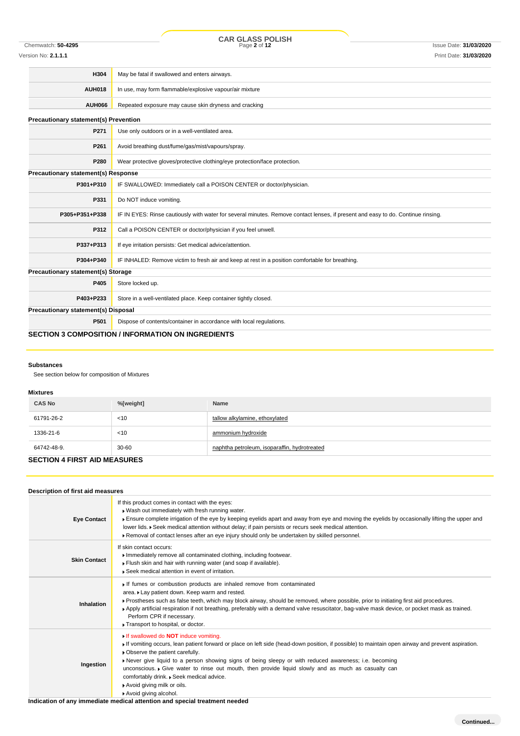| | |
|---|---|
| H304 | May be fatal if swallowed and enters airways. |
| AUH018 | In use, may form flammable/explosive vapour/air mixture |
| AUH066 | Repeated exposure may cause skin dryness and cracking |

**Precautionary statement(s) Prevention**

| | |
|---|---|
| P271 | Use only outdoors or in a well-ventilated area. |
| P261 | Avoid breathing dust/fume/gas/mist/vapours/spray. |
| P280 | Wear protective gloves/protective clothing/eye protection/face protection. |

**Precautionary statement(s) Response**

| | |
|---|---|
| P301+P310 | IF SWALLOWED: Immediately call a POISON CENTER or doctor/physician. |
| P331 | Do NOT induce vomiting. |
| P305+P351+P338 | IF IN EYES: Rinse cautiously with water for several minutes. Remove contact lenses, if present and easy to do. Continue rinsing. |
| P312 | Call a POISON CENTER or doctor/physician if you feel unwell. |
| P337+P313 | If eye irritation persists: Get medical advice/attention. |
| P304+P340 | IF INHALED: Remove victim to fresh air and keep at rest in a position comfortable for breathing. |

**Precautionary statement(s) Storage**

| | |
|---|---|
| P405 | Store locked up. |
| P403+P233 | Store in a well-ventilated place. Keep container tightly closed. |

**Precautionary statement(s) Disposal**

| | |
|---|---|
| P501 | Dispose of contents/container in accordance with local regulations. |

## SECTION 3 COMPOSITION / INFORMATION ON INGREDIENTS

**Substances**

See section below for composition of Mixtures

**Mixtures**

| CAS No | %[weight] | Name |
|---|---|---|
| 61791-26-2 | <10 | tallow alkylamine, ethoxylated |
| 1336-21-6 | <10 | ammonium hydroxide |
| 64742-48-9. | 30-60 | naphtha petroleum, isoparaffin, hydrotreated |

## SECTION 4 FIRST AID MEASURES

**Description of first aid measures**

| | |
|---|---|
| Eye Contact | If this product comes in contact with the eyes:<br>▸ Wash out immediately with fresh running water.<br>▸ Ensure complete irrigation of the eye by keeping eyelids apart and away from eye and moving the eyelids by occasionally lifting the upper and lower lids. ▸ Seek medical attention without delay; if pain persists or recurs seek medical attention.<br>▸ Removal of contact lenses after an eye injury should only be undertaken by skilled personnel. |
| Skin Contact | If skin contact occurs:<br>▸ Immediately remove all contaminated clothing, including footwear.<br>▸ Flush skin and hair with running water (and soap if available).<br>▸ Seek medical attention in event of irritation. |
| Inhalation | ▸ If fumes or combustion products are inhaled remove from contaminated area. ▸ Lay patient down. Keep warm and rested.<br>▸ Prostheses such as false teeth, which may block airway, should be removed, where possible, prior to initiating first aid procedures.<br>▸ Apply artificial respiration if not breathing, preferably with a demand valve resuscitator, bag-valve mask device, or pocket mask as trained. Perform CPR if necessary.<br>▸ Transport to hospital, or doctor. |
| Ingestion | ▸ If swallowed do **NOT** induce vomiting.<br>▸ If vomiting occurs, lean patient forward or place on left side (head-down position, if possible) to maintain open airway and prevent aspiration.<br>▸ Observe the patient carefully.<br>▸ Never give liquid to a person showing signs of being sleepy or with reduced awareness; i.e. becoming unconscious. ▸ Give water to rinse out mouth, then provide liquid slowly and as much as casualty can comfortably drink. ▸ Seek medical advice.<br>▸ Avoid giving milk or oils.<br>▸ Avoid giving alcohol. |

**Indication of any immediate medical attention and special treatment needed**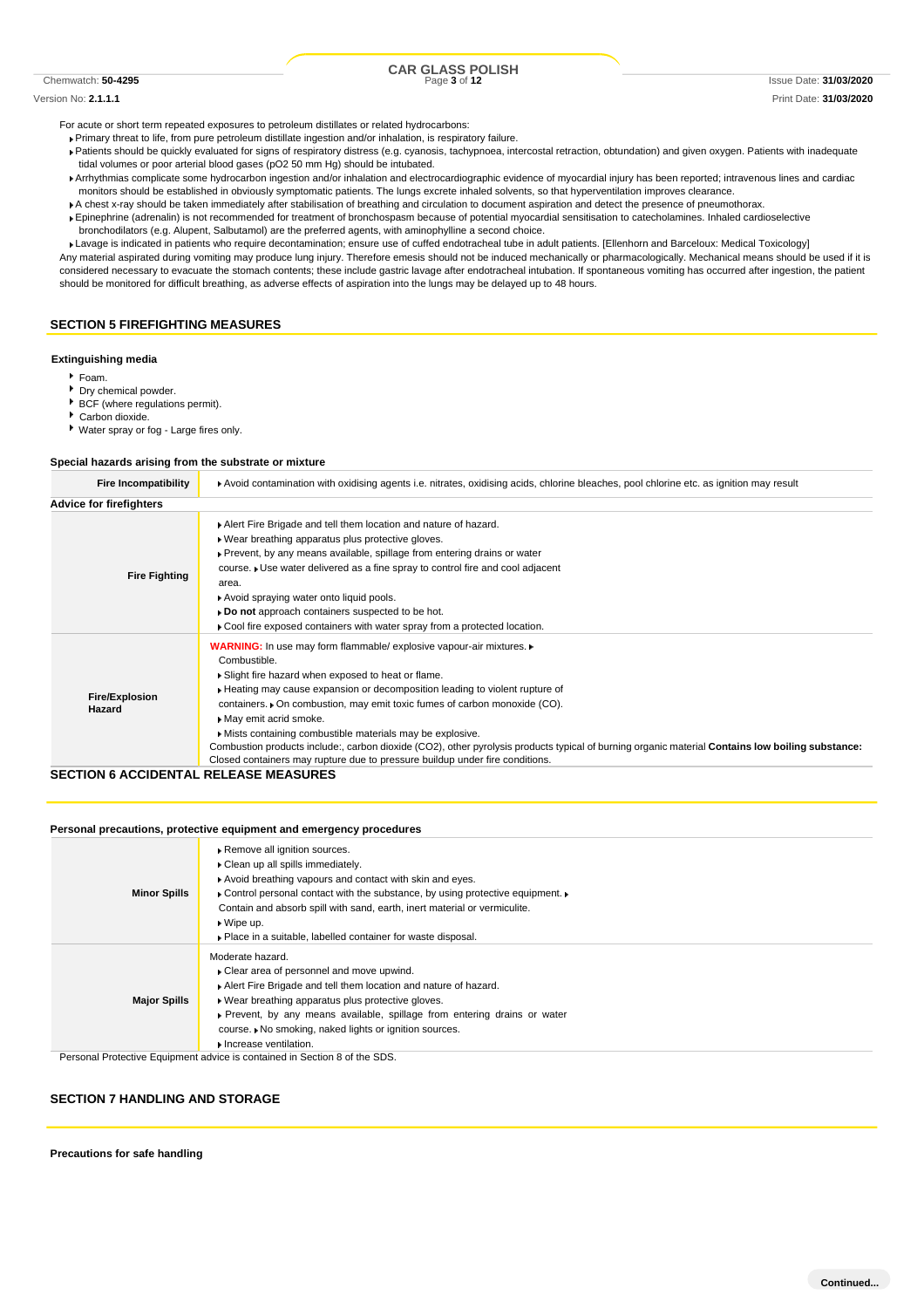For acute or short term repeated exposures to petroleum distillates or related hydrocarbons:

- Primary threat to life, from pure petroleum distillate ingestion and/or inhalation, is respiratory failure.
- Patients should be quickly evaluated for signs of respiratory distress (e.g. cyanosis, tachypnoea, intercostal retraction, obtundation) and given oxygen. Patients with inadequate tidal volumes or poor arterial blood gases (pO2 50 mm Hg) should be intubated.
- Arrhythmias complicate some hydrocarbon ingestion and/or inhalation and electrocardiographic evidence of myocardial injury has been reported; intravenous lines and cardiac monitors should be established in obviously symptomatic patients. The lungs excrete inhaled solvents, so that hyperventilation improves clearance.
- A chest x-ray should be taken immediately after stabilisation of breathing and circulation to document aspiration and detect the presence of pneumothorax.
- Epinephrine (adrenalin) is not recommended for treatment of bronchospasm because of potential myocardial sensitisation to catecholamines. Inhaled cardioselective bronchodilators (e.g. Alupent, Salbutamol) are the preferred agents, with aminophylline a second choice.
- Lavage is indicated in patients who require decontamination; ensure use of cuffed endotracheal tube in adult patients. [Ellenhorn and Barceloux: Medical Toxicology]

Any material aspirated during vomiting may produce lung injury. Therefore emesis should not be induced mechanically or pharmacologically. Mechanical means should be used if it is considered necessary to evacuate the stomach contents; these include gastric lavage after endotracheal intubation. If spontaneous vomiting has occurred after ingestion, the patient should be monitored for difficult breathing, as adverse effects of aspiration into the lungs may be delayed up to 48 hours.

## SECTION 5 FIREFIGHTING MEASURES

### Extinguishing media

- Foam.
- Dry chemical powder.
- BCF (where regulations permit).
- Carbon dioxide.
- Water spray or fog - Large fires only.

### Special hazards arising from the substrate or mixture

| | |
|---|---|
| **Fire Incompatibility** | Avoid contamination with oxidising agents i.e. nitrates, oxidising acids, chlorine bleaches, pool chlorine etc. as ignition may result |

### Advice for firefighters

| | |
|---|---|
| **Fire Fighting** | Alert Fire Brigade and tell them location and nature of hazard. Wear breathing apparatus plus protective gloves. Prevent, by any means available, spillage from entering drains or water course. Use water delivered as a fine spray to control fire and cool adjacent area. Avoid spraying water onto liquid pools. **Do not** approach containers suspected to be hot. Cool fire exposed containers with water spray from a protected location. |
| **Fire/Explosion Hazard** | **WARNING:** In use may form flammable/ explosive vapour-air mixtures. Combustible. Slight fire hazard when exposed to heat or flame. Heating may cause expansion or decomposition leading to violent rupture of containers. On combustion, may emit toxic fumes of carbon monoxide (CO). May emit acrid smoke. Mists containing combustible materials may be explosive. Combustion products include:, carbon dioxide (CO2), other pyrolysis products typical of burning organic material **Contains low boiling substance:** Closed containers may rupture due to pressure buildup under fire conditions. |

## SECTION 6 ACCIDENTAL RELEASE MEASURES

### Personal precautions, protective equipment and emergency procedures

| | |
|---|---|
| **Minor Spills** | Remove all ignition sources. Clean up all spills immediately. Avoid breathing vapours and contact with skin and eyes. Control personal contact with the substance, by using protective equipment. Contain and absorb spill with sand, earth, inert material or vermiculite. Wipe up. Place in a suitable, labelled container for waste disposal. |
| **Major Spills** | Moderate hazard. Clear area of personnel and move upwind. Alert Fire Brigade and tell them location and nature of hazard. Wear breathing apparatus plus protective gloves. Prevent, by any means available, spillage from entering drains or water course. No smoking, naked lights or ignition sources. Increase ventilation. |

Personal Protective Equipment advice is contained in Section 8 of the SDS.

## SECTION 7 HANDLING AND STORAGE

### Precautions for safe handling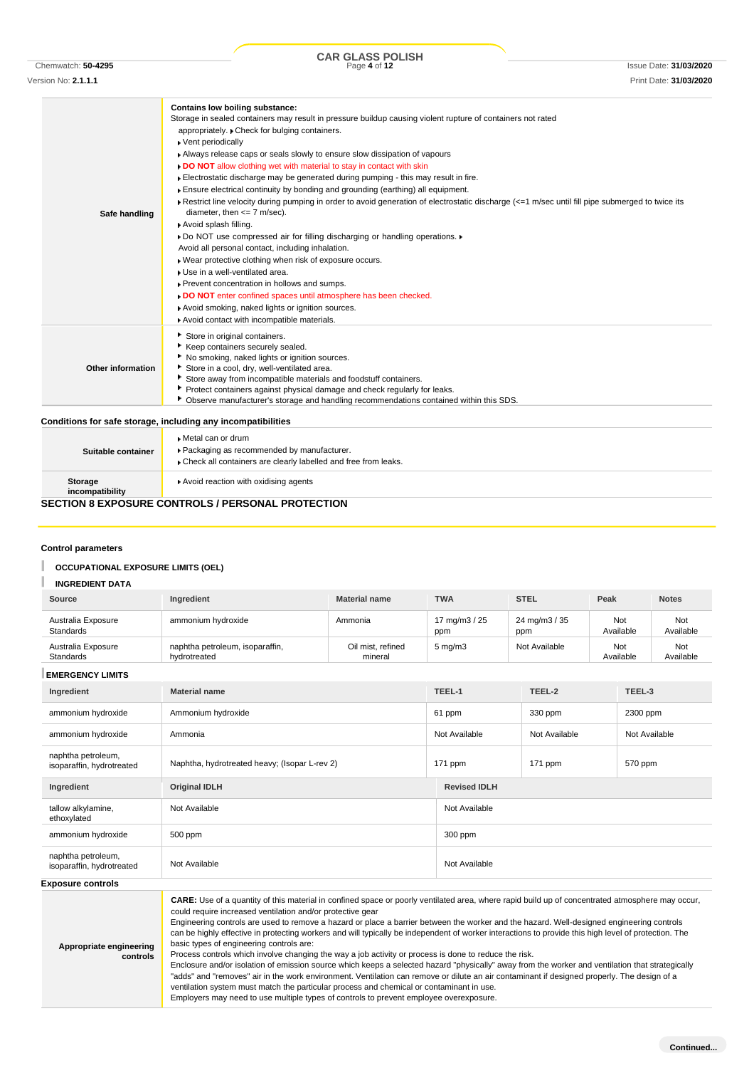| | |
|---|---|
| **Safe handling** | **Contains low boiling substance:**<br>Storage in sealed containers may result in pressure buildup causing violent rupture of containers not rated appropriately. ▸ Check for bulging containers.<br>▸ Vent periodically<br>▸ Always release caps or seals slowly to ensure slow dissipation of vapours<br>▸ **DO NOT** allow clothing wet with material to stay in contact with skin<br>▸ Electrostatic discharge may be generated during pumping - this may result in fire.<br>▸ Ensure electrical continuity by bonding and grounding (earthing) all equipment.<br>▸ Restrict line velocity during pumping in order to avoid generation of electrostatic discharge (<=1 m/sec until fill pipe submerged to twice its diameter, then <= 7 m/sec).<br>▸ Avoid splash filling.<br>▸ Do NOT use compressed air for filling discharging or handling operations. ▸<br>Avoid all personal contact, including inhalation.<br>▸ Wear protective clothing when risk of exposure occurs.<br>▸ Use in a well-ventilated area.<br>▸ Prevent concentration in hollows and sumps.<br>▸ **DO NOT** enter confined spaces until atmosphere has been checked.<br>▸ Avoid smoking, naked lights or ignition sources.<br>▸ Avoid contact with incompatible materials. |
| **Other information** | ▸ Store in original containers.<br>▸ Keep containers securely sealed.<br>▸ No smoking, naked lights or ignition sources.<br>▸ Store in a cool, dry, well-ventilated area.<br>▸ Store away from incompatible materials and foodstuff containers.<br>▸ Protect containers against physical damage and check regularly for leaks.<br>▸ Observe manufacturer's storage and handling recommendations contained within this SDS. |

**Conditions for safe storage, including any incompatibilities**

| | |
|---|---|
| **Suitable container** | ▸ Metal can or drum<br>▸ Packaging as recommended by manufacturer.<br>▸ Check all containers are clearly labelled and free from leaks. |
| **Storage incompatibility** | ▸ Avoid reaction with oxidising agents |

## SECTION 8 EXPOSURE CONTROLS / PERSONAL PROTECTION

**Control parameters**

**OCCUPATIONAL EXPOSURE LIMITS (OEL)**

**INGREDIENT DATA**

| Source | Ingredient | Material name | TWA | STEL | Peak | Notes |
|---|---|---|---|---|---|---|
| Australia Exposure Standards | ammonium hydroxide | Ammonia | 17 mg/m3 / 25 ppm | 24 mg/m3 / 35 ppm | Not Available | Not Available |
| Australia Exposure Standards | naphtha petroleum, isoparaffin, hydrotreated | Oil mist, refined mineral | 5 mg/m3 | Not Available | Not Available | Not Available |

**EMERGENCY LIMITS**

| Ingredient | Material name | TEEL-1 | TEEL-2 | TEEL-3 |
|---|---|---|---|---|
| ammonium hydroxide | Ammonium hydroxide | 61 ppm | 330 ppm | 2300 ppm |
| ammonium hydroxide | Ammonia | Not Available | Not Available | Not Available |
| naphtha petroleum, isoparaffin, hydrotreated | Naphtha, hydrotreated heavy; (Isopar L-rev 2) | 171 ppm | 171 ppm | 570 ppm |

| Ingredient | Original IDLH | Revised IDLH |
|---|---|---|
| tallow alkylamine, ethoxylated | Not Available | Not Available |
| ammonium hydroxide | 500 ppm | 300 ppm |
| naphtha petroleum, isoparaffin, hydrotreated | Not Available | Not Available |

**Exposure controls**

| | |
|---|---|
| **Appropriate engineering controls** | **CARE:** Use of a quantity of this material in confined space or poorly ventilated area, where rapid build up of concentrated atmosphere may occur, could require increased ventilation and/or protective gear<br>Engineering controls are used to remove a hazard or place a barrier between the worker and the hazard. Well-designed engineering controls can be highly effective in protecting workers and will typically be independent of worker interactions to provide this high level of protection. The basic types of engineering controls are:<br>Process controls which involve changing the way a job activity or process is done to reduce the risk.<br>Enclosure and/or isolation of emission source which keeps a selected hazard "physically" away from the worker and ventilation that strategically "adds" and "removes" air in the work environment. Ventilation can remove or dilute an air contaminant if designed properly. The design of a ventilation system must match the particular process and chemical or contaminant in use.<br>Employers may need to use multiple types of controls to prevent employee overexposure. |

**Continued...**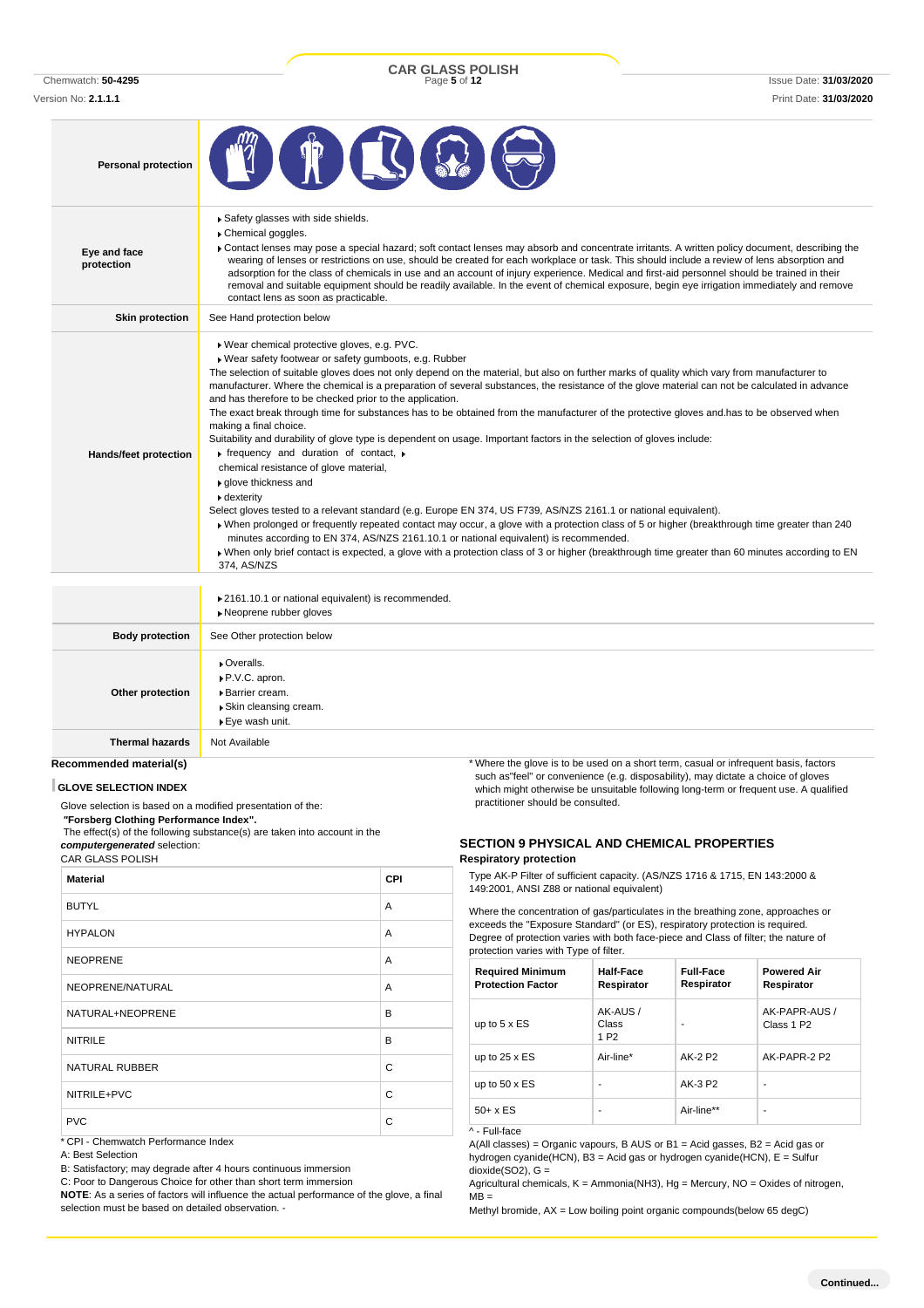| | |
|---|---|
| **Personal protection** | |
| **Eye and face protection** | ▸ Safety glasses with side shields.<br>▸ Chemical goggles.<br>▸ Contact lenses may pose a special hazard; soft contact lenses may absorb and concentrate irritants. A written policy document, describing the wearing of lenses or restrictions on use, should be created for each workplace or task. This should include a review of lens absorption and adsorption for the class of chemicals in use and an account of injury experience. Medical and first-aid personnel should be trained in their removal and suitable equipment should be readily available. In the event of chemical exposure, begin eye irrigation immediately and remove contact lens as soon as practicable. |
| **Skin protection** | See Hand protection below |
| **Hands/feet protection** | ▸ Wear chemical protective gloves, e.g. PVC.<br>▸ Wear safety footwear or safety gumboots, e.g. Rubber<br>The selection of suitable gloves does not only depend on the material, but also on further marks of quality which vary from manufacturer to manufacturer. Where the chemical is a preparation of several substances, the resistance of the glove material can not be calculated in advance and has therefore to be checked prior to the application.<br>The exact break through time for substances has to be obtained from the manufacturer of the protective gloves and.has to be observed when making a final choice.<br>Suitability and durability of glove type is dependent on usage. Important factors in the selection of gloves include:<br>▸ frequency and duration of contact, ▸<br>chemical resistance of glove material,<br>▸ glove thickness and<br>▸ dexterity<br>Select gloves tested to a relevant standard (e.g. Europe EN 374, US F739, AS/NZS 2161.1 or national equivalent).<br>▸ When prolonged or frequently repeated contact may occur, a glove with a protection class of 5 or higher (breakthrough time greater than 240 minutes according to EN 374, AS/NZS 2161.10.1 or national equivalent) is recommended.<br>▸ When only brief contact is expected, a glove with a protection class of 3 or higher (breakthrough time greater than 60 minutes according to EN 374, AS/NZS<br>▸ 2161.10.1 or national equivalent) is recommended.<br>▸ Neoprene rubber gloves |
| **Body protection** | See Other protection below |
| **Other protection** | ▸ Overalls.<br>▸ P.V.C. apron.<br>▸ Barrier cream.<br>▸ Skin cleansing cream.<br>▸ Eye wash unit. |
| **Thermal hazards** | Not Available |

### Recommended material(s)

**GLOVE SELECTION INDEX**

Glove selection is based on a modified presentation of the:
***"Forsberg Clothing Performance Index".***
The effect(s) of the following substance(s) are taken into account in the ***computergenerated*** selection:
CAR GLASS POLISH

| Material | CPI |
|---|---|
| BUTYL | A |
| HYPALON | A |
| NEOPRENE | A |
| NEOPRENE/NATURAL | A |
| NATURAL+NEOPRENE | B |
| NITRILE | B |
| NATURAL RUBBER | C |
| NITRILE+PVC | C |
| PVC | C |

\* CPI - Chemwatch Performance Index

A: Best Selection

B: Satisfactory; may degrade after 4 hours continuous immersion

C: Poor to Dangerous Choice for other than short term immersion

**NOTE**: As a series of factors will influence the actual performance of the glove, a final selection must be based on detailed observation. -

\* Where the glove is to be used on a short term, casual or infrequent basis, factors such as"feel" or convenience (e.g. disposability), may dictate a choice of gloves which might otherwise be unsuitable following long-term or frequent use. A qualified practitioner should be consulted.

## SECTION 9 PHYSICAL AND CHEMICAL PROPERTIES

### Respiratory protection

Type AK-P Filter of sufficient capacity. (AS/NZS 1716 & 1715, EN 143:2000 & 149:2001, ANSI Z88 or national equivalent)

Where the concentration of gas/particulates in the breathing zone, approaches or exceeds the "Exposure Standard" (or ES), respiratory protection is required. Degree of protection varies with both face-piece and Class of filter; the nature of protection varies with Type of filter.

| Required Minimum Protection Factor | Half-Face Respirator | Full-Face Respirator | Powered Air Respirator |
|---|---|---|---|
| up to 5 x ES | AK-AUS / Class 1 P2 | - | AK-PAPR-AUS / Class 1 P2 |
| up to 25 x ES | Air-line* | AK-2 P2 | AK-PAPR-2 P2 |
| up to 50 x ES | - | AK-3 P2 | - |
| 50+ x ES | - | Air-line** | - |

^ - Full-face

A(All classes) = Organic vapours, B AUS or B1 = Acid gasses, B2 = Acid gas or hydrogen cyanide(HCN), B3 = Acid gas or hydrogen cyanide(HCN), E = Sulfur dioxide($SO_2$), G = Agricultural chemicals, K = Ammonia($NH_3$), Hg = Mercury, NO = Oxides of nitrogen, MB = Methyl bromide, AX = Low boiling point organic compounds(below 65 degC)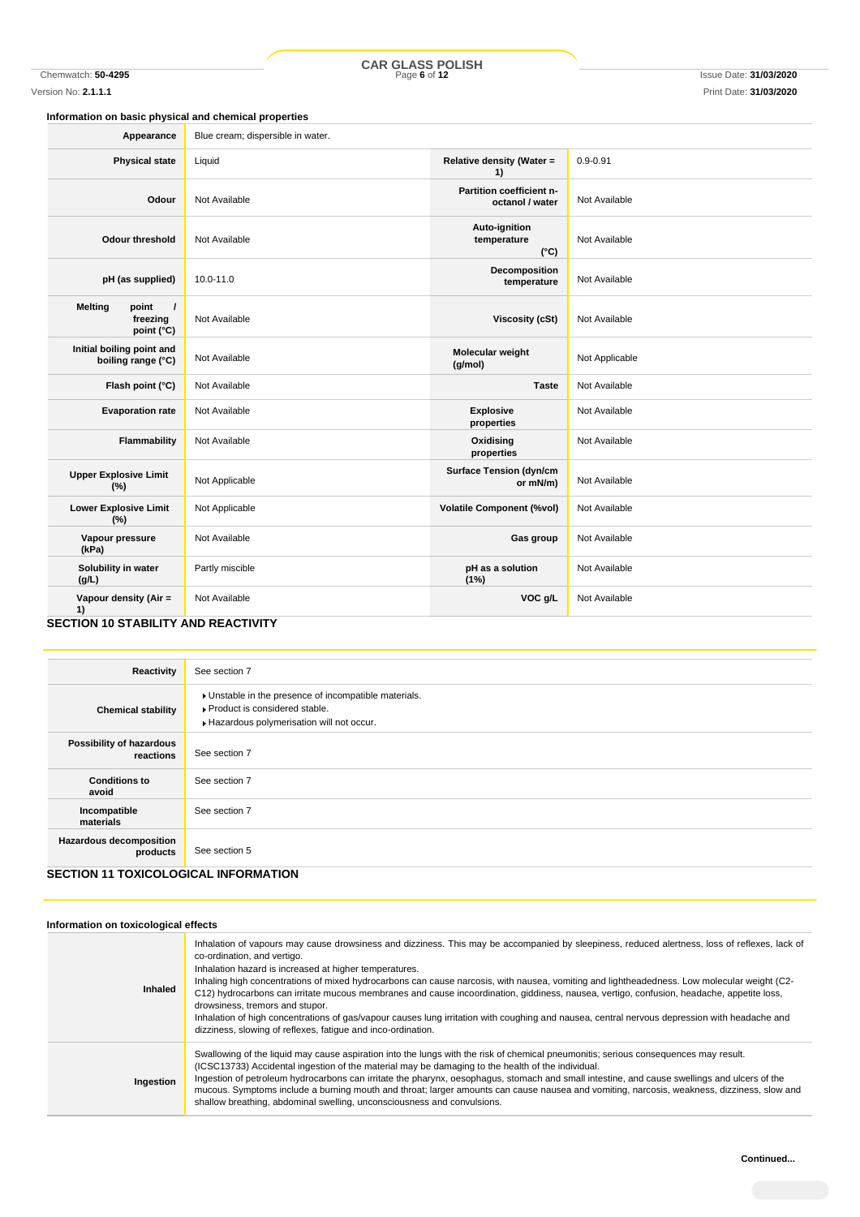### Information on basic physical and chemical properties

| | | | |
|---|---|---|---|
| **Appearance** | Blue cream; dispersible in water. | | |
| **Physical state** | Liquid | **Relative density (Water = 1)** | 0.9-0.91 |
| **Odour** | Not Available | **Partition coefficient n-octanol / water** | Not Available |
| **Odour threshold** | Not Available | **Auto-ignition temperature (°C)** | Not Available |
| **pH (as supplied)** | 10.0-11.0 | **Decomposition temperature** | Not Available |
| **Melting point / freezing point (°C)** | Not Available | **Viscosity (cSt)** | Not Available |
| **Initial boiling point and boiling range (°C)** | Not Available | **Molecular weight (g/mol)** | Not Applicable |
| **Flash point (°C)** | Not Available | **Taste** | Not Available |
| **Evaporation rate** | Not Available | **Explosive properties** | Not Available |
| **Flammability** | Not Available | **Oxidising properties** | Not Available |
| **Upper Explosive Limit (%)** | Not Applicable | **Surface Tension (dyn/cm or mN/m)** | Not Available |
| **Lower Explosive Limit (%)** | Not Applicable | **Volatile Component (%vol)** | Not Available |
| **Vapour pressure (kPa)** | Not Available | **Gas group** | Not Available |
| **Solubility in water (g/L)** | Partly miscible | **pH as a solution (1%)** | Not Available |
| **Vapour density (Air = 1)** | Not Available | **VOC g/L** | Not Available |

## SECTION 10 STABILITY AND REACTIVITY

| | |
|---|---|
| **Reactivity** | See section 7 |
| **Chemical stability** | ▸ Unstable in the presence of incompatible materials.<br>▸ Product is considered stable.<br>▸ Hazardous polymerisation will not occur. |
| **Possibility of hazardous reactions** | See section 7 |
| **Conditions to avoid** | See section 7 |
| **Incompatible materials** | See section 7 |
| **Hazardous decomposition products** | See section 5 |

## SECTION 11 TOXICOLOGICAL INFORMATION

### Information on toxicological effects

| | |
|---|---|
| **Inhaled** | Inhalation of vapours may cause drowsiness and dizziness. This may be accompanied by sleepiness, reduced alertness, loss of reflexes, lack of co-ordination, and vertigo.<br>Inhalation hazard is increased at higher temperatures.<br>Inhaling high concentrations of mixed hydrocarbons can cause narcosis, with nausea, vomiting and lightheadedness. Low molecular weight (C2-C12) hydrocarbons can irritate mucous membranes and cause incoordination, giddiness, nausea, vertigo, confusion, headache, appetite loss, drowsiness, tremors and stupor.<br>Inhalation of high concentrations of gas/vapour causes lung irritation with coughing and nausea, central nervous depression with headache and dizziness, slowing of reflexes, fatigue and inco-ordination. |
| **Ingestion** | Swallowing of the liquid may cause aspiration into the lungs with the risk of chemical pneumonitis; serious consequences may result. (ICSC13733) Accidental ingestion of the material may be damaging to the health of the individual.<br>Ingestion of petroleum hydrocarbons can irritate the pharynx, oesophagus, stomach and small intestine, and cause swellings and ulcers of the mucous. Symptoms include a burning mouth and throat; larger amounts can cause nausea and vomiting, narcosis, weakness, dizziness, slow and shallow breathing, abdominal swelling, unconsciousness and convulsions. |

**Continued...**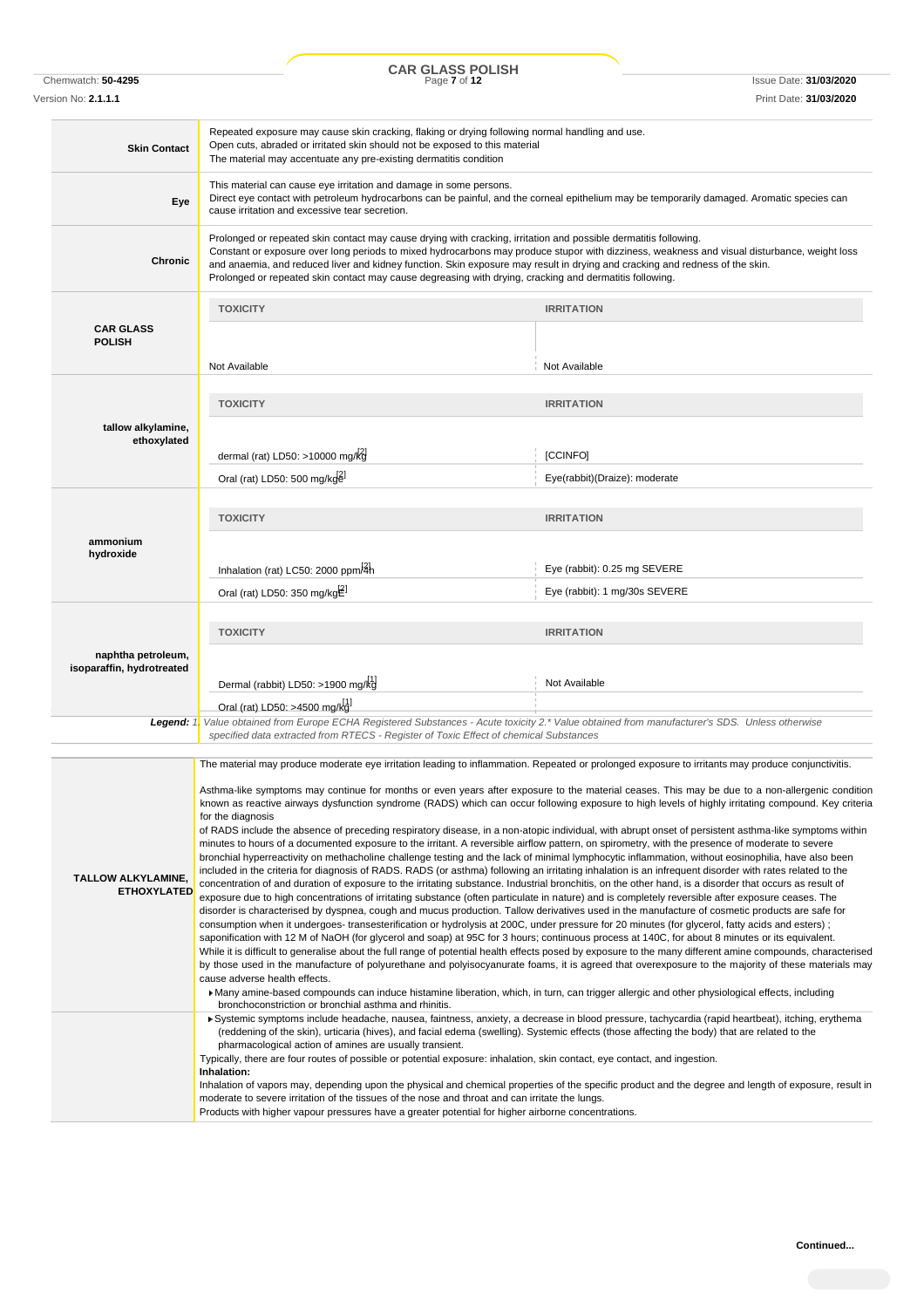| | |
|---|---|
| **Skin Contact** | Repeated exposure may cause skin cracking, flaking or drying following normal handling and use.<br>Open cuts, abraded or irritated skin should not be exposed to this material<br>The material may accentuate any pre-existing dermatitis condition |
| **Eye** | This material can cause eye irritation and damage in some persons.<br>Direct eye contact with petroleum hydrocarbons can be painful, and the corneal epithelium may be temporarily damaged. Aromatic species can cause irritation and excessive tear secretion. |
| **Chronic** | Prolonged or repeated skin contact may cause drying with cracking, irritation and possible dermatitis following.<br>Constant or exposure over long periods to mixed hydrocarbons may produce stupor with dizziness, weakness and visual disturbance, weight loss and anaemia, and reduced liver and kidney function. Skin exposure may result in drying and cracking and redness of the skin.<br>Prolonged or repeated skin contact may cause degreasing with drying, cracking and dermatitis following. |

| | TOXICITY | IRRITATION |
|---|---|---|
| **CAR GLASS POLISH** | Not Available | Not Available |
| **tallow alkylamine, ethoxylated** | dermal (rat) LD50: >10000 mg/kg[2] | [CCINFO] |
| | Oral (rat) LD50: 500 mg/kg[2] | Eye(rabbit)(Draize): moderate |
| **ammonium hydroxide** | Inhalation (rat) LC50: 2000 ppm/4h[2] | Eye (rabbit): 0.25 mg SEVERE |
| | Oral (rat) LD50: 350 mg/kg[2] | Eye (rabbit): 1 mg/30s SEVERE |
| **naphtha petroleum, isoparaffin, hydrotreated** | Dermal (rabbit) LD50: >1900 mg/kg[1] | Not Available |
| | Oral (rat) LD50: >4500 mg/kg[1] | |

***Legend:*** *1. Value obtained from Europe ECHA Registered Substances - Acute toxicity 2.\* Value obtained from manufacturer's SDS. Unless otherwise specified data extracted from RTECS - Register of Toxic Effect of chemical Substances*

**TALLOW ALKYLAMINE, ETHOXYLATED**

The material may produce moderate eye irritation leading to inflammation. Repeated or prolonged exposure to irritants may produce conjunctivitis.

Asthma-like symptoms may continue for months or even years after exposure to the material ceases. This may be due to a non-allergenic condition known as reactive airways dysfunction syndrome (RADS) which can occur following exposure to high levels of highly irritating compound. Key criteria for the diagnosis
of RADS include the absence of preceding respiratory disease, in a non-atopic individual, with abrupt onset of persistent asthma-like symptoms within minutes to hours of a documented exposure to the irritant. A reversible airflow pattern, on spirometry, with the presence of moderate to severe bronchial hyperreactivity on methacholine challenge testing and the lack of minimal lymphocytic inflammation, without eosinophilia, have also been included in the criteria for diagnosis of RADS. RADS (or asthma) following an irritating inhalation is an infrequent disorder with rates related to the concentration of and duration of exposure to the irritating substance. Industrial bronchitis, on the other hand, is a disorder that occurs as result of exposure due to high concentrations of irritating substance (often particulate in nature) and is completely reversible after exposure ceases. The disorder is characterised by dyspnea, cough and mucus production. Tallow derivatives used in the manufacture of cosmetic products are safe for consumption when it undergoes- transesterification or hydrolysis at 200C, under pressure for 20 minutes (for glycerol, fatty acids and esters) ; saponification with 12 M of NaOH (for glycerol and soap) at 95C for 3 hours; continuous process at 140C, for about 8 minutes or its equivalent.
While it is difficult to generalise about the full range of potential health effects posed by exposure to the many different amine compounds, characterised by those used in the manufacture of polyurethane and polyisocyanurate foams, it is agreed that overexposure to the majority of these materials may cause adverse health effects.

- Many amine-based compounds can induce histamine liberation, which, in turn, can trigger allergic and other physiological effects, including bronchoconstriction or bronchial asthma and rhinitis.
- Systemic symptoms include headache, nausea, faintness, anxiety, a decrease in blood pressure, tachycardia (rapid heartbeat), itching, erythema (reddening of the skin), urticaria (hives), and facial edema (swelling). Systemic effects (those affecting the body) that are related to the pharmacological action of amines are usually transient.

Typically, there are four routes of possible or potential exposure: inhalation, skin contact, eye contact, and ingestion.
**Inhalation:**
Inhalation of vapors may, depending upon the physical and chemical properties of the specific product and the degree and length of exposure, result in moderate to severe irritation of the tissues of the nose and throat and can irritate the lungs.
Products with higher vapour pressures have a greater potential for higher airborne concentrations.

**Continued...**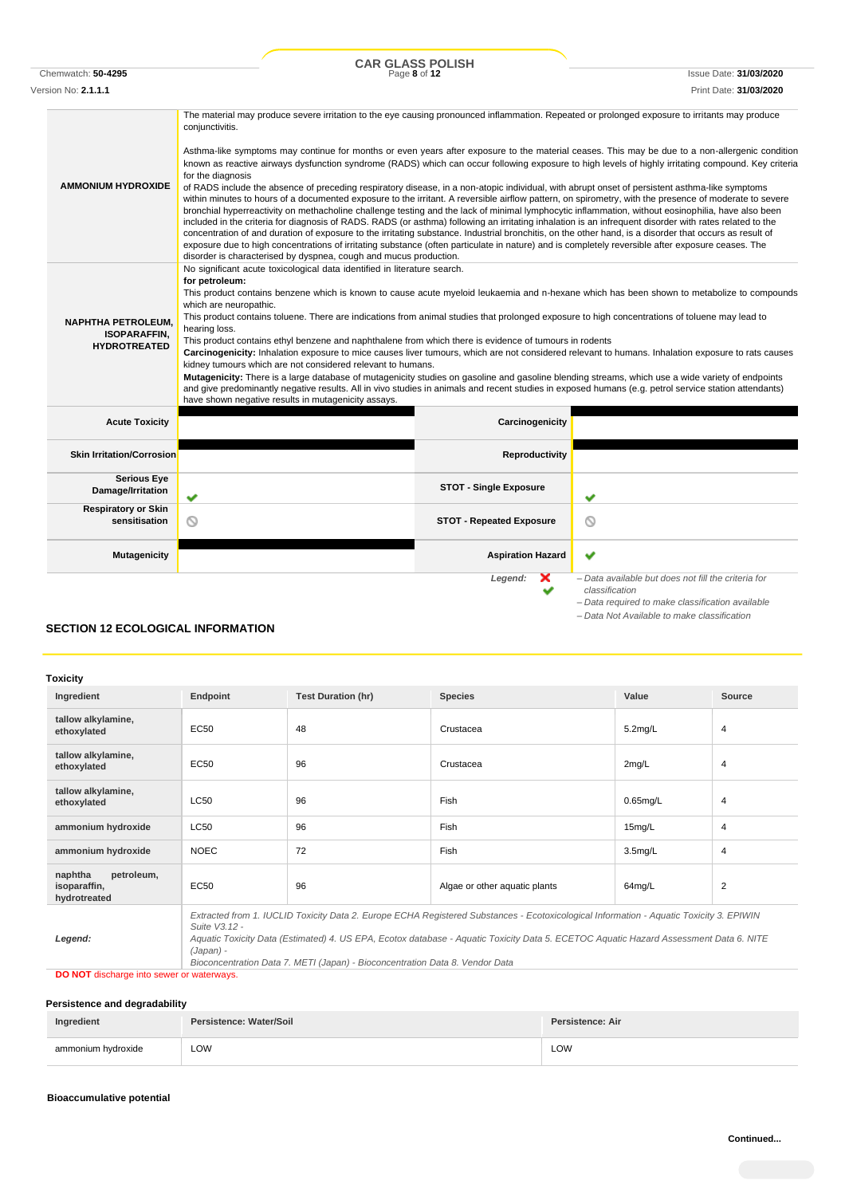| | |
|---|---|
| **AMMONIUM HYDROXIDE** | The material may produce severe irritation to the eye causing pronounced inflammation. Repeated or prolonged exposure to irritants may produce conjunctivitis.<br><br>Asthma-like symptoms may continue for months or even years after exposure to the material ceases. This may be due to a non-allergenic condition known as reactive airways dysfunction syndrome (RADS) which can occur following exposure to high levels of highly irritating compound. Key criteria for the diagnosis of RADS include the absence of preceding respiratory disease, in a non-atopic individual, with abrupt onset of persistent asthma-like symptoms within minutes to hours of a documented exposure to the irritant. A reversible airflow pattern, on spirometry, with the presence of moderate to severe bronchial hyperreactivity on methacholine challenge testing and the lack of minimal lymphocytic inflammation, without eosinophilia, have also been included in the criteria for diagnosis of RADS. RADS (or asthma) following an irritating inhalation is an infrequent disorder with rates related to the concentration of and duration of exposure to the irritating substance. Industrial bronchitis, on the other hand, is a disorder that occurs as result of exposure due to high concentrations of irritating substance (often particulate in nature) and is completely reversible after exposure ceases. The disorder is characterised by dyspnea, cough and mucus production. |
| **NAPHTHA PETROLEUM, ISOPARAFFIN, HYDROTREATED** | No significant acute toxicological data identified in literature search.<br>**for petroleum:**<br>This product contains benzene which is known to cause acute myeloid leukaemia and n-hexane which has been shown to metabolize to compounds which are neuropathic.<br>This product contains toluene. There are indications from animal studies that prolonged exposure to high concentrations of toluene may lead to hearing loss.<br>This product contains ethyl benzene and naphthalene from which there is evidence of tumours in rodents<br>**Carcinogenicity:** Inhalation exposure to mice causes liver tumours, which are not considered relevant to humans. Inhalation exposure to rats causes kidney tumours which are not considered relevant to humans.<br>**Mutagenicity:** There is a large database of mutagenicity studies on gasoline and gasoline blending streams, which use a wide variety of endpoints and give predominantly negative results. All in vivo studies in animals and recent studies in exposed humans (e.g. petrol service station attendants) have shown negative results in mutagenicity assays. |

| | | | |
|---|---|---|---|
| **Acute Toxicity** | ■ | **Carcinogenicity** | ■ |
| **Skin Irritation/Corrosion** | ■ | **Reproductivity** | ■ |
| **Serious Eye Damage/Irritation** | ✔ | **STOT - Single Exposure** | ✔ |
| **Respiratory or Skin sensitisation** | ⊘ | **STOT - Repeated Exposure** | ⊘ |
| **Mutagenicity** | ■ | **Aspiration Hazard** | ✔ |

*Legend:* ✘ – Data available but does not fill the criteria for classification
✔ – Data required to make classification available
⊘ – Data Not Available to make classification

## SECTION 12 ECOLOGICAL INFORMATION

### Toxicity

| Ingredient | Endpoint | Test Duration (hr) | Species | Value | Source |
|---|---|---|---|---|---|
| tallow alkylamine, ethoxylated | EC50 | 48 | Crustacea | 5.2mg/L | 4 |
| tallow alkylamine, ethoxylated | EC50 | 96 | Crustacea | 2mg/L | 4 |
| tallow alkylamine, ethoxylated | LC50 | 96 | Fish | 0.65mg/L | 4 |
| ammonium hydroxide | LC50 | 96 | Fish | 15mg/L | 4 |
| ammonium hydroxide | NOEC | 72 | Fish | 3.5mg/L | 4 |
| naphtha petroleum, isoparaffin, hydrotreated | EC50 | 96 | Algae or other aquatic plants | 64mg/L | 2 |
| *Legend:* | *Extracted from 1. IUCLID Toxicity Data 2. Europe ECHA Registered Substances - Ecotoxicological Information - Aquatic Toxicity 3. EPIWIN Suite V3.12 - Aquatic Toxicity Data (Estimated) 4. US EPA, Ecotox database - Aquatic Toxicity Data 5. ECETOC Aquatic Hazard Assessment Data 6. NITE (Japan) - Bioconcentration Data 7. METI (Japan) - Bioconcentration Data 8. Vendor Data* | | | | |

**DO NOT** discharge into sewer or waterways.

### Persistence and degradability

| Ingredient | Persistence: Water/Soil | Persistence: Air |
|---|---|---|
| ammonium hydroxide | LOW | LOW |

### Bioaccumulative potential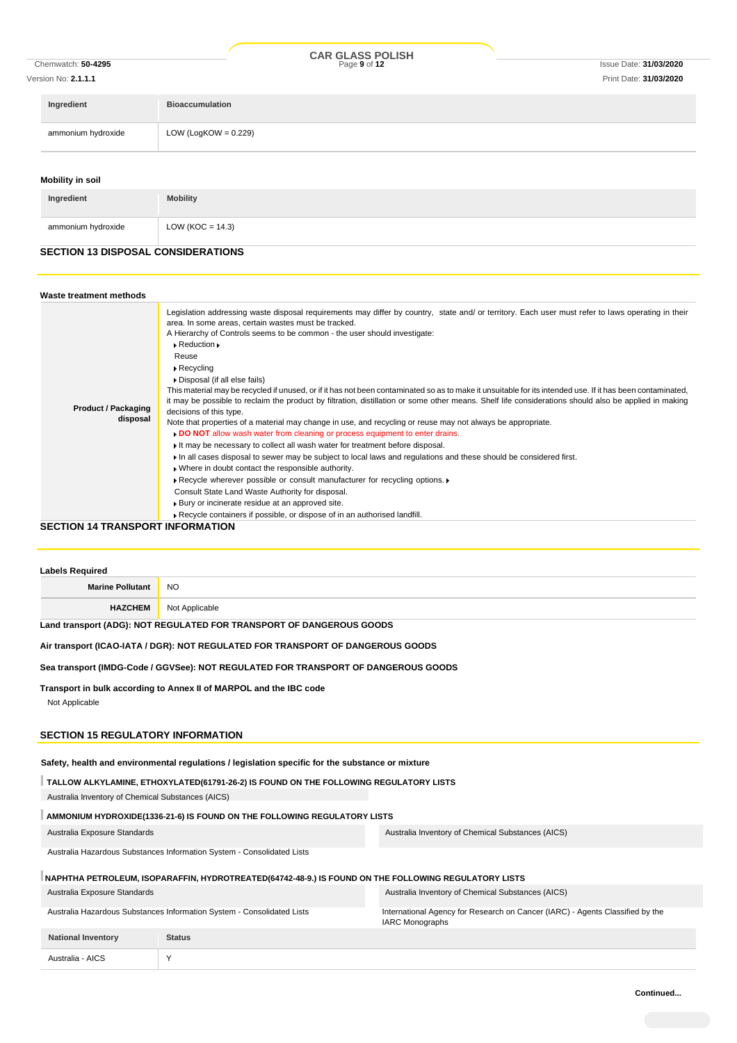| Ingredient | Bioaccumulation |
| --- | --- |
| ammonium hydroxide | LOW (LogKOW = 0.229) |

### Mobility in soil

| Ingredient | Mobility |
| --- | --- |
| ammonium hydroxide | LOW (KOC = 14.3) |

## SECTION 13 DISPOSAL CONSIDERATIONS

### Waste treatment methods

| | |
| --- | --- |
| **Product / Packaging disposal** | Legislation addressing waste disposal requirements may differ by country, state and/ or territory. Each user must refer to laws operating in their area. In some areas, certain wastes must be tracked.<br>A Hierarchy of Controls seems to be common - the user should investigate:<br>▸ Reduction ▸<br>Reuse<br>▸ Recycling<br>▸ Disposal (if all else fails)<br>This material may be recycled if unused, or if it has not been contaminated so as to make it unsuitable for its intended use. If it has been contaminated, it may be possible to reclaim the product by filtration, distillation or some other means. Shelf life considerations should also be applied in making decisions of this type.<br>Note that properties of a material may change in use, and recycling or reuse may not always be appropriate.<br>▸ **DO NOT** allow wash water from cleaning or process equipment to enter drains.<br>▸ It may be necessary to collect all wash water for treatment before disposal.<br>▸ In all cases disposal to sewer may be subject to local laws and regulations and these should be considered first.<br>▸ Where in doubt contact the responsible authority.<br>▸ Recycle wherever possible or consult manufacturer for recycling options. ▸<br>Consult State Land Waste Authority for disposal.<br>▸ Bury or incinerate residue at an approved site.<br>▸ Recycle containers if possible, or dispose of in an authorised landfill. |

## SECTION 14 TRANSPORT INFORMATION

### Labels Required

| | |
| --- | --- |
| **Marine Pollutant** | NO |
| **HAZCHEM** | Not Applicable |

**Land transport (ADG): NOT REGULATED FOR TRANSPORT OF DANGEROUS GOODS**

**Air transport (ICAO-IATA / DGR): NOT REGULATED FOR TRANSPORT OF DANGEROUS GOODS**

**Sea transport (IMDG-Code / GGVSee): NOT REGULATED FOR TRANSPORT OF DANGEROUS GOODS**

**Transport in bulk according to Annex II of MARPOL and the IBC code**

Not Applicable

## SECTION 15 REGULATORY INFORMATION

**Safety, health and environmental regulations / legislation specific for the substance or mixture**

**TALLOW ALKYLAMINE, ETHOXYLATED(61791-26-2) IS FOUND ON THE FOLLOWING REGULATORY LISTS**

Australia Inventory of Chemical Substances (AICS)

**AMMONIUM HYDROXIDE(1336-21-6) IS FOUND ON THE FOLLOWING REGULATORY LISTS**

| | |
| --- | --- |
| Australia Exposure Standards | Australia Inventory of Chemical Substances (AICS) |
| Australia Hazardous Substances Information System - Consolidated Lists | |

**NAPHTHA PETROLEUM, ISOPARAFFIN, HYDROTREATED(64742-48-9.) IS FOUND ON THE FOLLOWING REGULATORY LISTS**

| | |
| --- | --- |
| Australia Exposure Standards | Australia Inventory of Chemical Substances (AICS) |
| Australia Hazardous Substances Information System - Consolidated Lists | International Agency for Research on Cancer (IARC) - Agents Classified by the IARC Monographs |

| National Inventory | Status |
| --- | --- |
| Australia - AICS | Y |

**Continued...**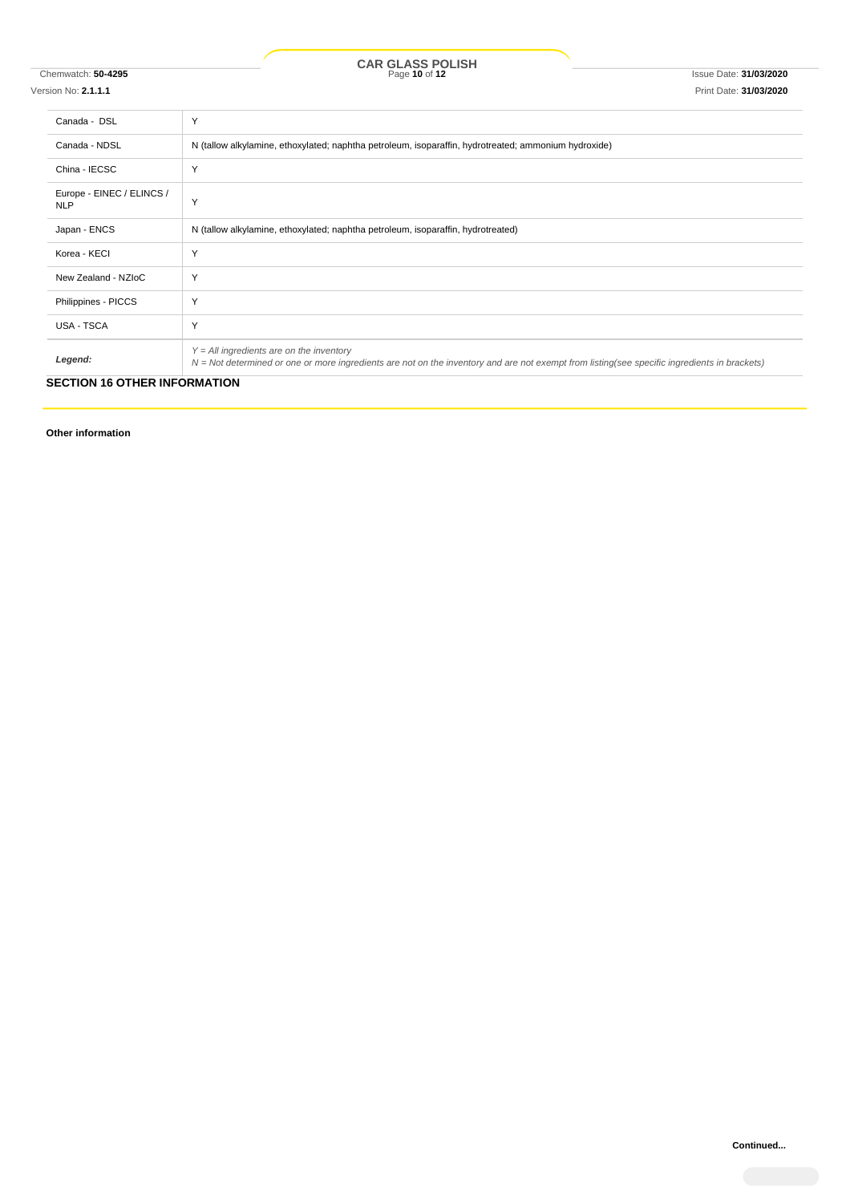| | |
|---|---|
| Canada - DSL | Y |
| Canada - NDSL | N (tallow alkylamine, ethoxylated; naphtha petroleum, isoparaffin, hydrotreated; ammonium hydroxide) |
| China - IECSC | Y |
| Europe - EINEC / ELINCS / NLP | Y |
| Japan - ENCS | N (tallow alkylamine, ethoxylated; naphtha petroleum, isoparaffin, hydrotreated) |
| Korea - KECI | Y |
| New Zealand - NZIoC | Y |
| Philippines - PICCS | Y |
| USA - TSCA | Y |
| ***Legend:*** | *Y = All ingredients are on the inventory*<br>*N = Not determined or one or more ingredients are not on the inventory and are not exempt from listing(see specific ingredients in brackets)* |

## SECTION 16 OTHER INFORMATION

**Other information**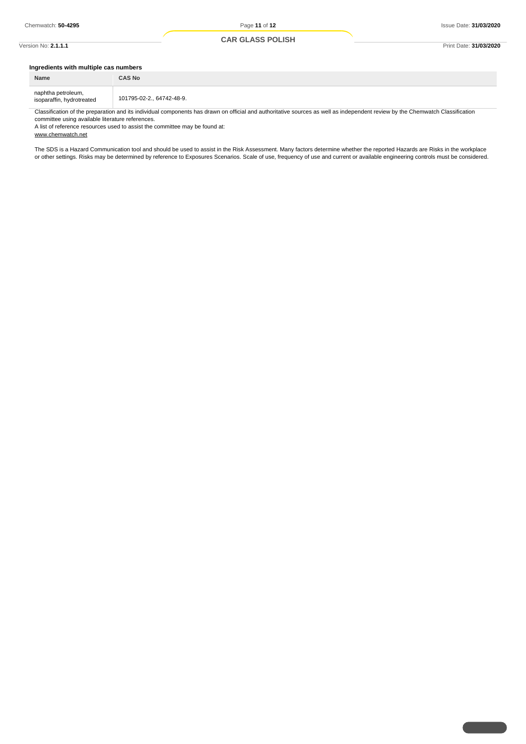### Ingredients with multiple cas numbers

| Name | CAS No |
|---|---|
| naphtha petroleum, isoparaffin, hydrotreated | 101795-02-2., 64742-48-9. |

Classification of the preparation and its individual components has drawn on official and authoritative sources as well as independent review by the Chemwatch Classification committee using available literature references.

A list of reference resources used to assist the committee may be found at:

www.chemwatch.net

The SDS is a Hazard Communication tool and should be used to assist in the Risk Assessment. Many factors determine whether the reported Hazards are Risks in the workplace or other settings. Risks may be determined by reference to Exposures Scenarios. Scale of use, frequency of use and current or available engineering controls must be considered.